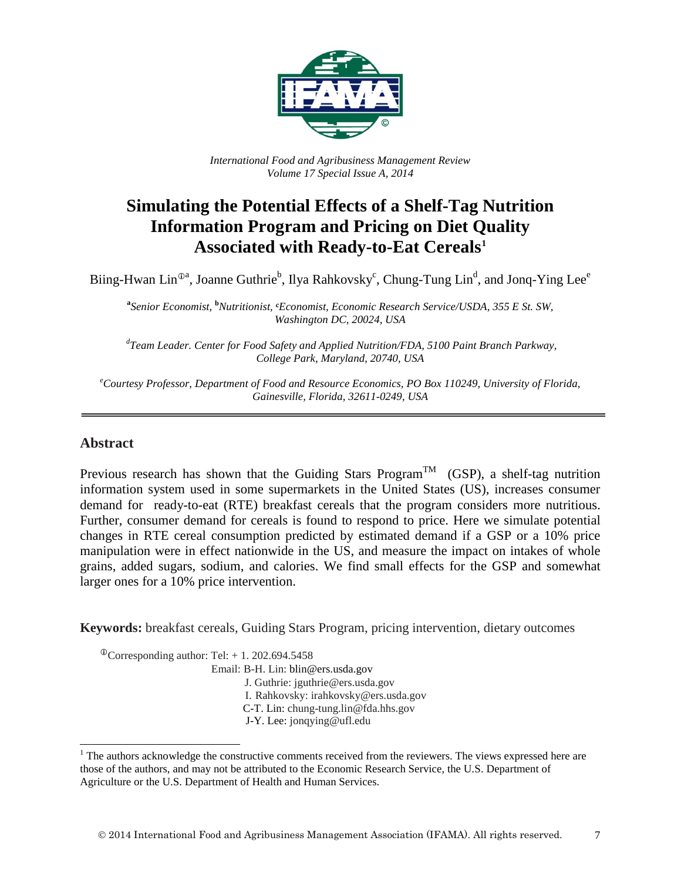*International Food and Agribusiness Management Review*
*Volume 17 Special Issue A, 2014*

# Simulating the Potential Effects of a Shelf-Tag Nutrition Information Program and Pricing on Diet Quality Associated with Ready-to-Eat Cereals[1]

Biing-Hwan Lin[ⓘa], Joanne Guthrie[b], Ilya Rahkovsky[c], Chung-Tung Lin[d], and Jonq-Ying Lee[e]

[a]*Senior Economist,* [b]*Nutritionist,* [c]*Economist, Economic Research Service/USDA, 355 E St. SW, Washington DC, 20024, USA*

[d]*Team Leader. Center for Food Safety and Applied Nutrition/FDA, 5100 Paint Branch Parkway, College Park, Maryland, 20740, USA*

[e]*Courtesy Professor, Department of Food and Resource Economics, PO Box 110249, University of Florida, Gainesville, Florida, 32611-0249, USA*

## Abstract

Previous research has shown that the Guiding Stars Program[TM] (GSP), a shelf-tag nutrition information system used in some supermarkets in the United States (US), increases consumer demand for ready-to-eat (RTE) breakfast cereals that the program considers more nutritious. Further, consumer demand for cereals is found to respond to price. Here we simulate potential changes in RTE cereal consumption predicted by estimated demand if a GSP or a 10% price manipulation were in effect nationwide in the US, and measure the impact on intakes of whole grains, added sugars, sodium, and calories. We find small effects for the GSP and somewhat larger ones for a 10% price intervention.

**Keywords:** breakfast cereals, Guiding Stars Program, pricing intervention, dietary outcomes

[ⓘ]Corresponding author: Tel: + 1. 202.694.5458
Email: B-H. Lin: blin@ers.usda.gov
J. Guthrie: jguthrie@ers.usda.gov
I. Rahkovsky: irahkovsky@ers.usda.gov
C-T. Lin: chung-tung.lin@fda.hhs.gov
J-Y. Lee: jonqying@ufl.edu

[1] The authors acknowledge the constructive comments received from the reviewers. The views expressed here are those of the authors, and may not be attributed to the Economic Research Service, the U.S. Department of Agriculture or the U.S. Department of Health and Human Services.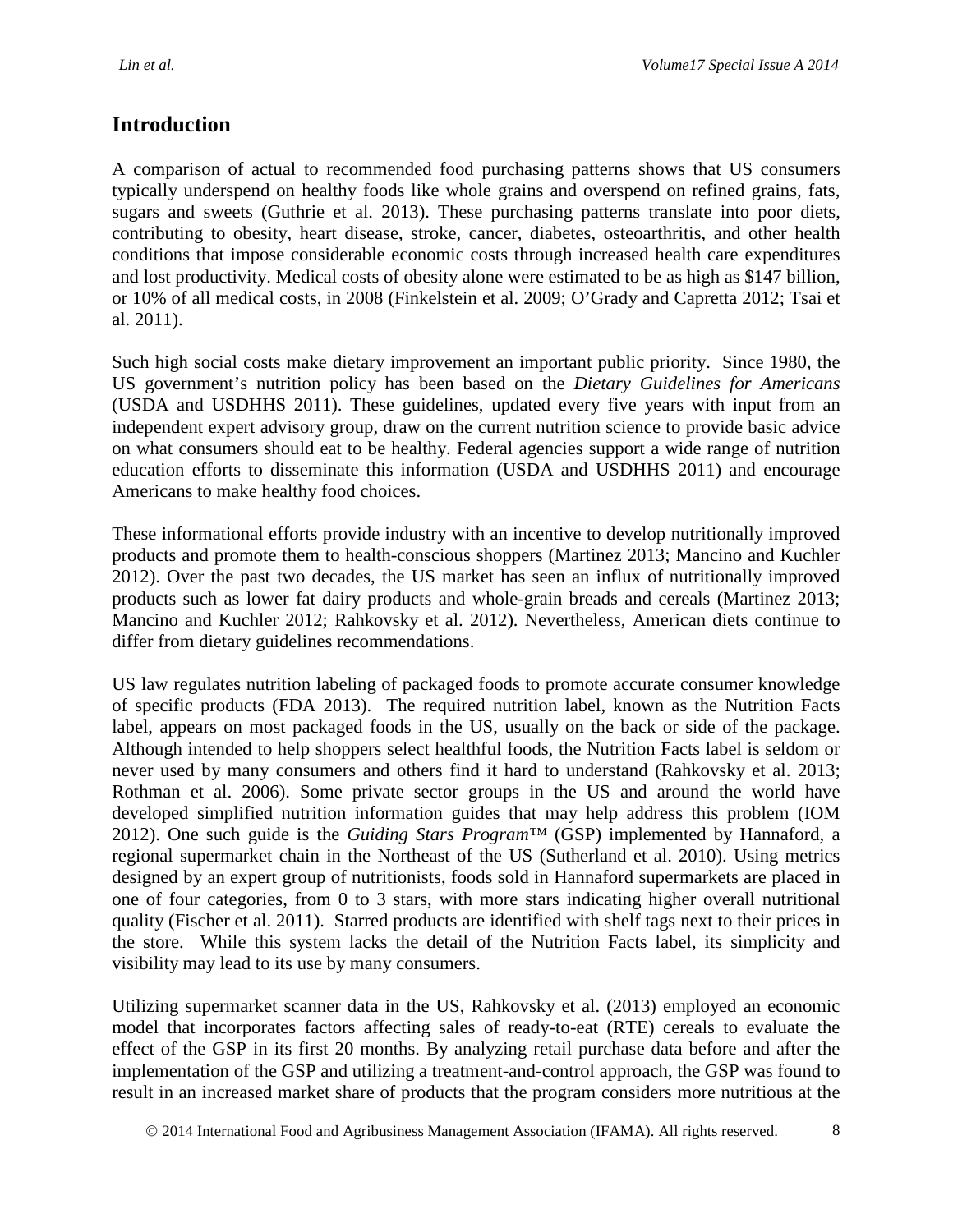## Introduction

A comparison of actual to recommended food purchasing patterns shows that US consumers typically underspend on healthy foods like whole grains and overspend on refined grains, fats, sugars and sweets (Guthrie et al. 2013). These purchasing patterns translate into poor diets, contributing to obesity, heart disease, stroke, cancer, diabetes, osteoarthritis, and other health conditions that impose considerable economic costs through increased health care expenditures and lost productivity. Medical costs of obesity alone were estimated to be as high as $147 billion, or 10% of all medical costs, in 2008 (Finkelstein et al. 2009; O'Grady and Capretta 2012; Tsai et al. 2011).

Such high social costs make dietary improvement an important public priority. Since 1980, the US government's nutrition policy has been based on the *Dietary Guidelines for Americans* (USDA and USDHHS 2011). These guidelines, updated every five years with input from an independent expert advisory group, draw on the current nutrition science to provide basic advice on what consumers should eat to be healthy. Federal agencies support a wide range of nutrition education efforts to disseminate this information (USDA and USDHHS 2011) and encourage Americans to make healthy food choices.

These informational efforts provide industry with an incentive to develop nutritionally improved products and promote them to health-conscious shoppers (Martinez 2013; Mancino and Kuchler 2012). Over the past two decades, the US market has seen an influx of nutritionally improved products such as lower fat dairy products and whole-grain breads and cereals (Martinez 2013; Mancino and Kuchler 2012; Rahkovsky et al. 2012). Nevertheless, American diets continue to differ from dietary guidelines recommendations.

US law regulates nutrition labeling of packaged foods to promote accurate consumer knowledge of specific products (FDA 2013). The required nutrition label, known as the Nutrition Facts label, appears on most packaged foods in the US, usually on the back or side of the package. Although intended to help shoppers select healthful foods, the Nutrition Facts label is seldom or never used by many consumers and others find it hard to understand (Rahkovsky et al. 2013; Rothman et al. 2006). Some private sector groups in the US and around the world have developed simplified nutrition information guides that may help address this problem (IOM 2012). One such guide is the *Guiding Stars Program*™ (GSP) implemented by Hannaford, a regional supermarket chain in the Northeast of the US (Sutherland et al. 2010). Using metrics designed by an expert group of nutritionists, foods sold in Hannaford supermarkets are placed in one of four categories, from 0 to 3 stars, with more stars indicating higher overall nutritional quality (Fischer et al. 2011). Starred products are identified with shelf tags next to their prices in the store. While this system lacks the detail of the Nutrition Facts label, its simplicity and visibility may lead to its use by many consumers.

Utilizing supermarket scanner data in the US, Rahkovsky et al. (2013) employed an economic model that incorporates factors affecting sales of ready-to-eat (RTE) cereals to evaluate the effect of the GSP in its first 20 months. By analyzing retail purchase data before and after the implementation of the GSP and utilizing a treatment-and-control approach, the GSP was found to result in an increased market share of products that the program considers more nutritious at the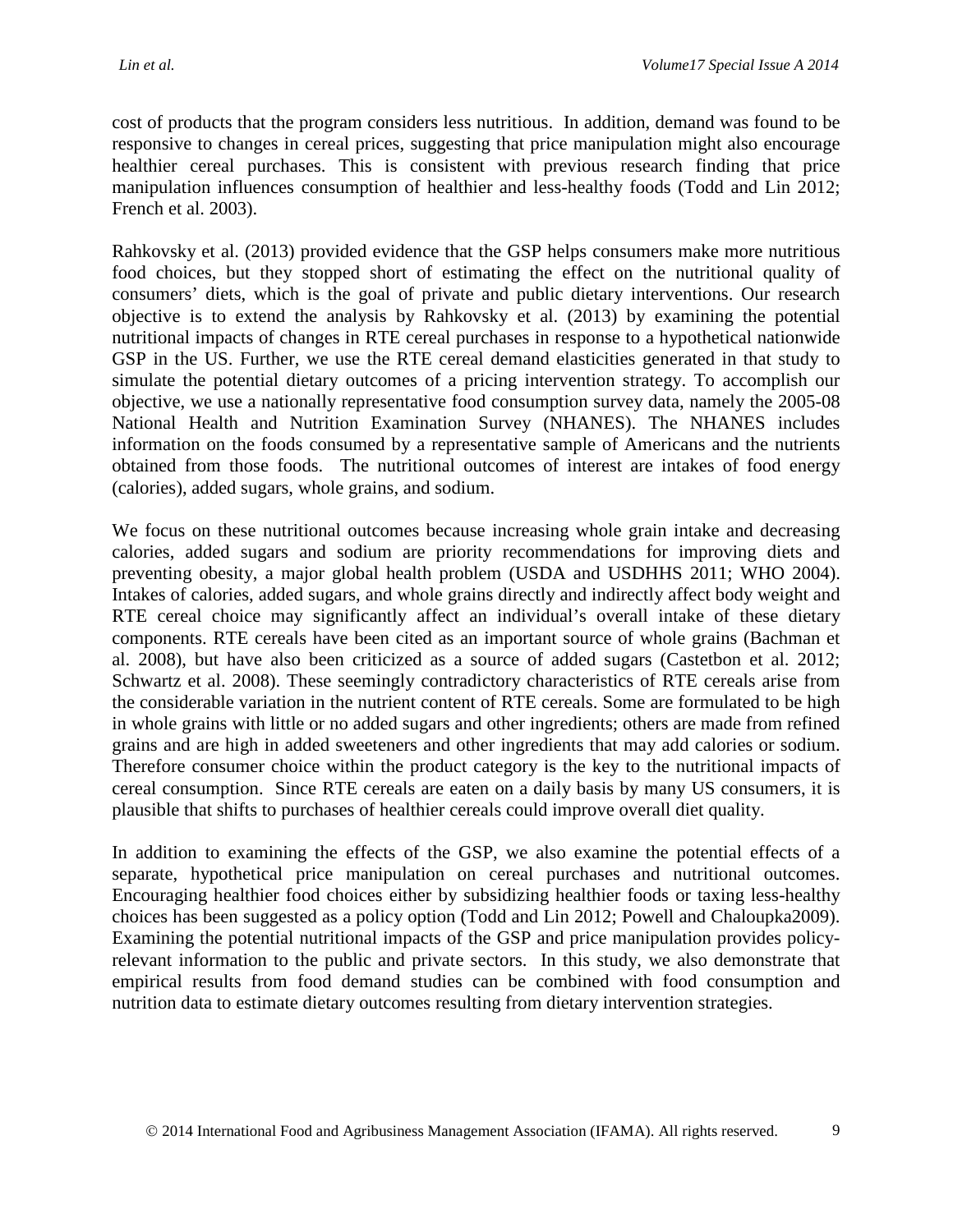cost of products that the program considers less nutritious. In addition, demand was found to be responsive to changes in cereal prices, suggesting that price manipulation might also encourage healthier cereal purchases. This is consistent with previous research finding that price manipulation influences consumption of healthier and less-healthy foods (Todd and Lin 2012; French et al. 2003).

Rahkovsky et al. (2013) provided evidence that the GSP helps consumers make more nutritious food choices, but they stopped short of estimating the effect on the nutritional quality of consumers' diets, which is the goal of private and public dietary interventions. Our research objective is to extend the analysis by Rahkovsky et al. (2013) by examining the potential nutritional impacts of changes in RTE cereal purchases in response to a hypothetical nationwide GSP in the US. Further, we use the RTE cereal demand elasticities generated in that study to simulate the potential dietary outcomes of a pricing intervention strategy. To accomplish our objective, we use a nationally representative food consumption survey data, namely the 2005-08 National Health and Nutrition Examination Survey (NHANES). The NHANES includes information on the foods consumed by a representative sample of Americans and the nutrients obtained from those foods. The nutritional outcomes of interest are intakes of food energy (calories), added sugars, whole grains, and sodium.

We focus on these nutritional outcomes because increasing whole grain intake and decreasing calories, added sugars and sodium are priority recommendations for improving diets and preventing obesity, a major global health problem (USDA and USDHHS 2011; WHO 2004). Intakes of calories, added sugars, and whole grains directly and indirectly affect body weight and RTE cereal choice may significantly affect an individual's overall intake of these dietary components. RTE cereals have been cited as an important source of whole grains (Bachman et al. 2008), but have also been criticized as a source of added sugars (Castetbon et al. 2012; Schwartz et al. 2008). These seemingly contradictory characteristics of RTE cereals arise from the considerable variation in the nutrient content of RTE cereals. Some are formulated to be high in whole grains with little or no added sugars and other ingredients; others are made from refined grains and are high in added sweeteners and other ingredients that may add calories or sodium. Therefore consumer choice within the product category is the key to the nutritional impacts of cereal consumption. Since RTE cereals are eaten on a daily basis by many US consumers, it is plausible that shifts to purchases of healthier cereals could improve overall diet quality.

In addition to examining the effects of the GSP, we also examine the potential effects of a separate, hypothetical price manipulation on cereal purchases and nutritional outcomes. Encouraging healthier food choices either by subsidizing healthier foods or taxing less-healthy choices has been suggested as a policy option (Todd and Lin 2012; Powell and Chaloupka2009). Examining the potential nutritional impacts of the GSP and price manipulation provides policy-relevant information to the public and private sectors. In this study, we also demonstrate that empirical results from food demand studies can be combined with food consumption and nutrition data to estimate dietary outcomes resulting from dietary intervention strategies.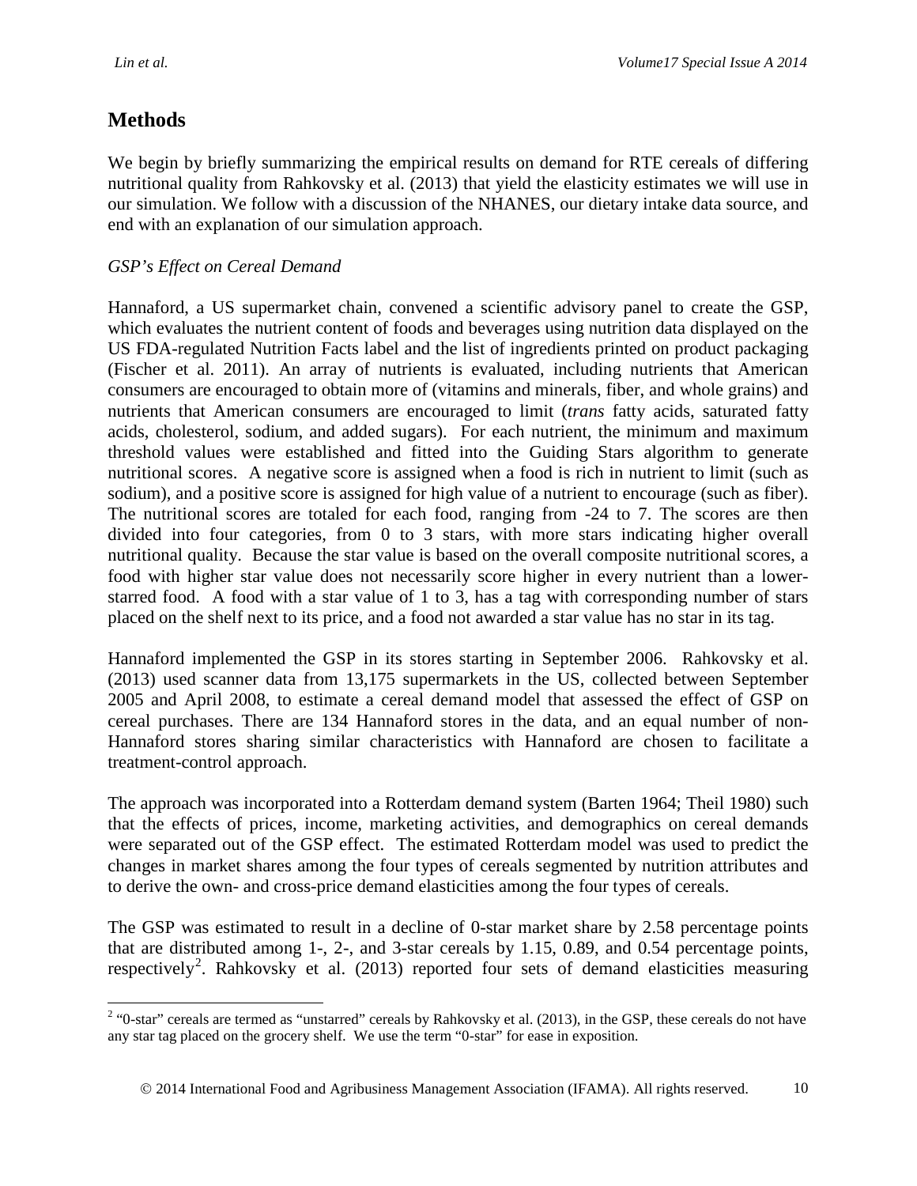## Methods

We begin by briefly summarizing the empirical results on demand for RTE cereals of differing nutritional quality from Rahkovsky et al. (2013) that yield the elasticity estimates we will use in our simulation. We follow with a discussion of the NHANES, our dietary intake data source, and end with an explanation of our simulation approach.

### *GSP's Effect on Cereal Demand*

Hannaford, a US supermarket chain, convened a scientific advisory panel to create the GSP, which evaluates the nutrient content of foods and beverages using nutrition data displayed on the US FDA-regulated Nutrition Facts label and the list of ingredients printed on product packaging (Fischer et al. 2011). An array of nutrients is evaluated, including nutrients that American consumers are encouraged to obtain more of (vitamins and minerals, fiber, and whole grains) and nutrients that American consumers are encouraged to limit (*trans* fatty acids, saturated fatty acids, cholesterol, sodium, and added sugars). For each nutrient, the minimum and maximum threshold values were established and fitted into the Guiding Stars algorithm to generate nutritional scores. A negative score is assigned when a food is rich in nutrient to limit (such as sodium), and a positive score is assigned for high value of a nutrient to encourage (such as fiber). The nutritional scores are totaled for each food, ranging from -24 to 7. The scores are then divided into four categories, from 0 to 3 stars, with more stars indicating higher overall nutritional quality. Because the star value is based on the overall composite nutritional scores, a food with higher star value does not necessarily score higher in every nutrient than a lower-starred food. A food with a star value of 1 to 3, has a tag with corresponding number of stars placed on the shelf next to its price, and a food not awarded a star value has no star in its tag.

Hannaford implemented the GSP in its stores starting in September 2006. Rahkovsky et al. (2013) used scanner data from 13,175 supermarkets in the US, collected between September 2005 and April 2008, to estimate a cereal demand model that assessed the effect of GSP on cereal purchases. There are 134 Hannaford stores in the data, and an equal number of non-Hannaford stores sharing similar characteristics with Hannaford are chosen to facilitate a treatment-control approach.

The approach was incorporated into a Rotterdam demand system (Barten 1964; Theil 1980) such that the effects of prices, income, marketing activities, and demographics on cereal demands were separated out of the GSP effect. The estimated Rotterdam model was used to predict the changes in market shares among the four types of cereals segmented by nutrition attributes and to derive the own- and cross-price demand elasticities among the four types of cereals.

The GSP was estimated to result in a decline of 0-star market share by 2.58 percentage points that are distributed among 1-, 2-, and 3-star cereals by 1.15, 0.89, and 0.54 percentage points, respectively[2]. Rahkovsky et al. (2013) reported four sets of demand elasticities measuring

[2] "0-star" cereals are termed as "unstarred" cereals by Rahkovsky et al. (2013), in the GSP, these cereals do not have any star tag placed on the grocery shelf. We use the term "0-star" for ease in exposition.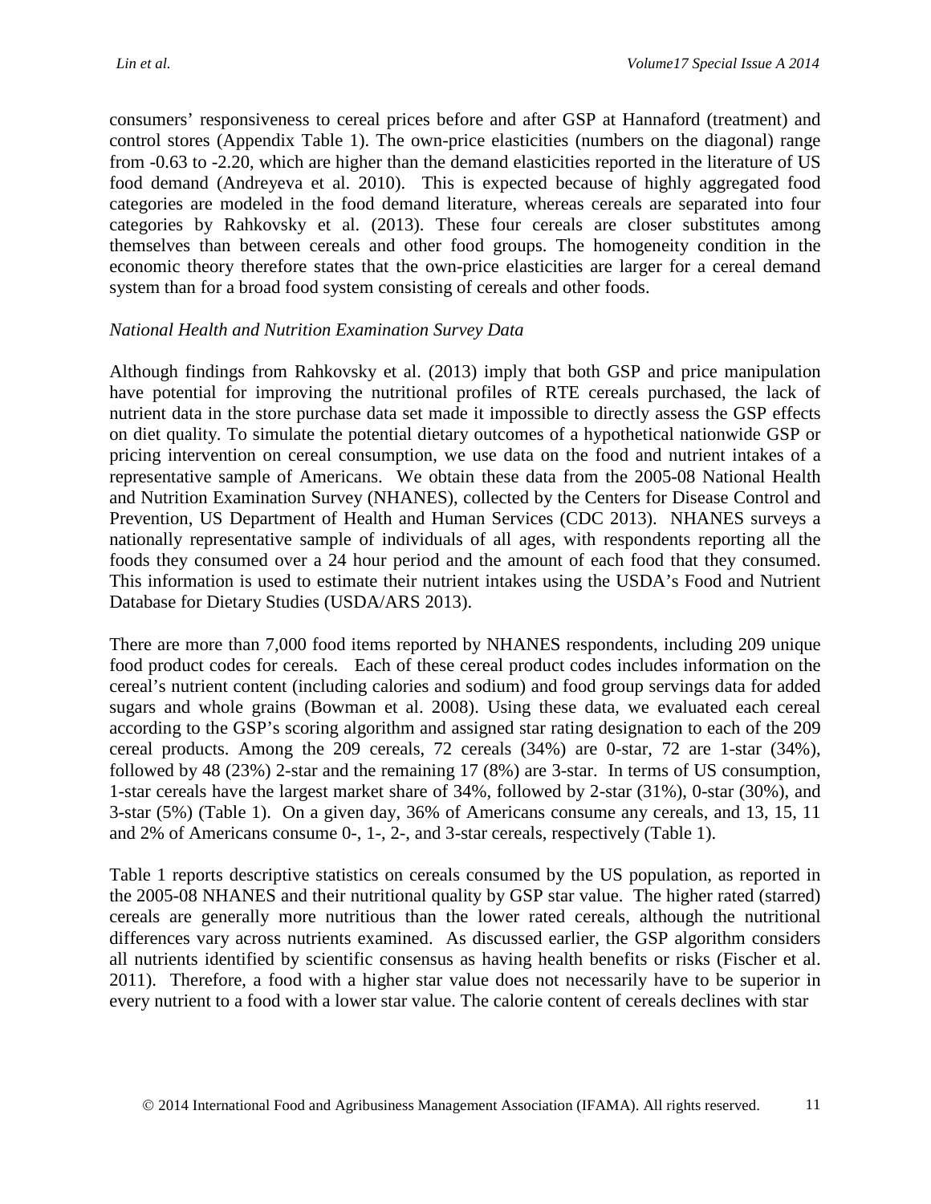consumers' responsiveness to cereal prices before and after GSP at Hannaford (treatment) and control stores (Appendix Table 1). The own-price elasticities (numbers on the diagonal) range from -0.63 to -2.20, which are higher than the demand elasticities reported in the literature of US food demand (Andreyeva et al. 2010). This is expected because of highly aggregated food categories are modeled in the food demand literature, whereas cereals are separated into four categories by Rahkovsky et al. (2013). These four cereals are closer substitutes among themselves than between cereals and other food groups. The homogeneity condition in the economic theory therefore states that the own-price elasticities are larger for a cereal demand system than for a broad food system consisting of cereals and other foods.

*National Health and Nutrition Examination Survey Data*

Although findings from Rahkovsky et al. (2013) imply that both GSP and price manipulation have potential for improving the nutritional profiles of RTE cereals purchased, the lack of nutrient data in the store purchase data set made it impossible to directly assess the GSP effects on diet quality. To simulate the potential dietary outcomes of a hypothetical nationwide GSP or pricing intervention on cereal consumption, we use data on the food and nutrient intakes of a representative sample of Americans. We obtain these data from the 2005-08 National Health and Nutrition Examination Survey (NHANES), collected by the Centers for Disease Control and Prevention, US Department of Health and Human Services (CDC 2013). NHANES surveys a nationally representative sample of individuals of all ages, with respondents reporting all the foods they consumed over a 24 hour period and the amount of each food that they consumed. This information is used to estimate their nutrient intakes using the USDA's Food and Nutrient Database for Dietary Studies (USDA/ARS 2013).

There are more than 7,000 food items reported by NHANES respondents, including 209 unique food product codes for cereals. Each of these cereal product codes includes information on the cereal's nutrient content (including calories and sodium) and food group servings data for added sugars and whole grains (Bowman et al. 2008). Using these data, we evaluated each cereal according to the GSP's scoring algorithm and assigned star rating designation to each of the 209 cereal products. Among the 209 cereals, 72 cereals (34%) are 0-star, 72 are 1-star (34%), followed by 48 (23%) 2-star and the remaining 17 (8%) are 3-star. In terms of US consumption, 1-star cereals have the largest market share of 34%, followed by 2-star (31%), 0-star (30%), and 3-star (5%) (Table 1). On a given day, 36% of Americans consume any cereals, and 13, 15, 11 and 2% of Americans consume 0-, 1-, 2-, and 3-star cereals, respectively (Table 1).

Table 1 reports descriptive statistics on cereals consumed by the US population, as reported in the 2005-08 NHANES and their nutritional quality by GSP star value. The higher rated (starred) cereals are generally more nutritious than the lower rated cereals, although the nutritional differences vary across nutrients examined. As discussed earlier, the GSP algorithm considers all nutrients identified by scientific consensus as having health benefits or risks (Fischer et al. 2011). Therefore, a food with a higher star value does not necessarily have to be superior in every nutrient to a food with a lower star value. The calorie content of cereals declines with star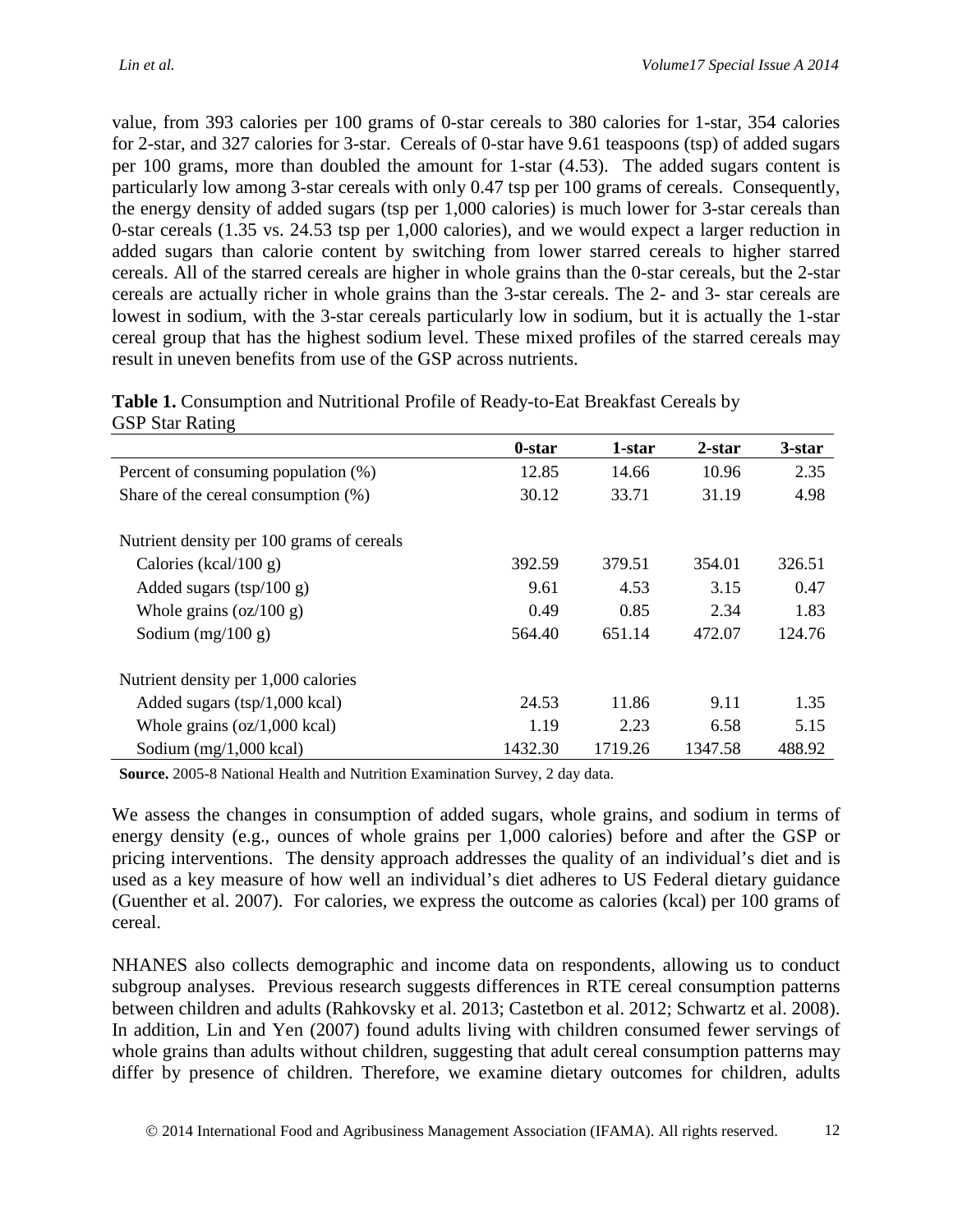value, from 393 calories per 100 grams of 0-star cereals to 380 calories for 1-star, 354 calories for 2-star, and 327 calories for 3-star. Cereals of 0-star have 9.61 teaspoons (tsp) of added sugars per 100 grams, more than doubled the amount for 1-star (4.53). The added sugars content is particularly low among 3-star cereals with only 0.47 tsp per 100 grams of cereals. Consequently, the energy density of added sugars (tsp per 1,000 calories) is much lower for 3-star cereals than 0-star cereals (1.35 vs. 24.53 tsp per 1,000 calories), and we would expect a larger reduction in added sugars than calorie content by switching from lower starred cereals to higher starred cereals. All of the starred cereals are higher in whole grains than the 0-star cereals, but the 2-star cereals are actually richer in whole grains than the 3-star cereals. The 2- and 3- star cereals are lowest in sodium, with the 3-star cereals particularly low in sodium, but it is actually the 1-star cereal group that has the highest sodium level. These mixed profiles of the starred cereals may result in uneven benefits from use of the GSP across nutrients.

**Table 1.** Consumption and Nutritional Profile of Ready-to-Eat Breakfast Cereals by GSP Star Rating

| | 0-star | 1-star | 2-star | 3-star |
|---|---|---|---|---|
| Percent of consuming population (%) | 12.85 | 14.66 | 10.96 | 2.35 |
| Share of the cereal consumption (%) | 30.12 | 33.71 | 31.19 | 4.98 |
| | | | | |
| Nutrient density per 100 grams of cereals | | | | |
| Calories (kcal/100 g) | 392.59 | 379.51 | 354.01 | 326.51 |
| Added sugars (tsp/100 g) | 9.61 | 4.53 | 3.15 | 0.47 |
| Whole grains (oz/100 g) | 0.49 | 0.85 | 2.34 | 1.83 |
| Sodium (mg/100 g) | 564.40 | 651.14 | 472.07 | 124.76 |
| | | | | |
| Nutrient density per 1,000 calories | | | | |
| Added sugars (tsp/1,000 kcal) | 24.53 | 11.86 | 9.11 | 1.35 |
| Whole grains (oz/1,000 kcal) | 1.19 | 2.23 | 6.58 | 5.15 |
| Sodium (mg/1,000 kcal) | 1432.30 | 1719.26 | 1347.58 | 488.92 |

**Source.** 2005-8 National Health and Nutrition Examination Survey, 2 day data.

We assess the changes in consumption of added sugars, whole grains, and sodium in terms of energy density (e.g., ounces of whole grains per 1,000 calories) before and after the GSP or pricing interventions. The density approach addresses the quality of an individual's diet and is used as a key measure of how well an individual's diet adheres to US Federal dietary guidance (Guenther et al. 2007). For calories, we express the outcome as calories (kcal) per 100 grams of cereal.

NHANES also collects demographic and income data on respondents, allowing us to conduct subgroup analyses. Previous research suggests differences in RTE cereal consumption patterns between children and adults (Rahkovsky et al. 2013; Castetbon et al. 2012; Schwartz et al. 2008). In addition, Lin and Yen (2007) found adults living with children consumed fewer servings of whole grains than adults without children, suggesting that adult cereal consumption patterns may differ by presence of children. Therefore, we examine dietary outcomes for children, adults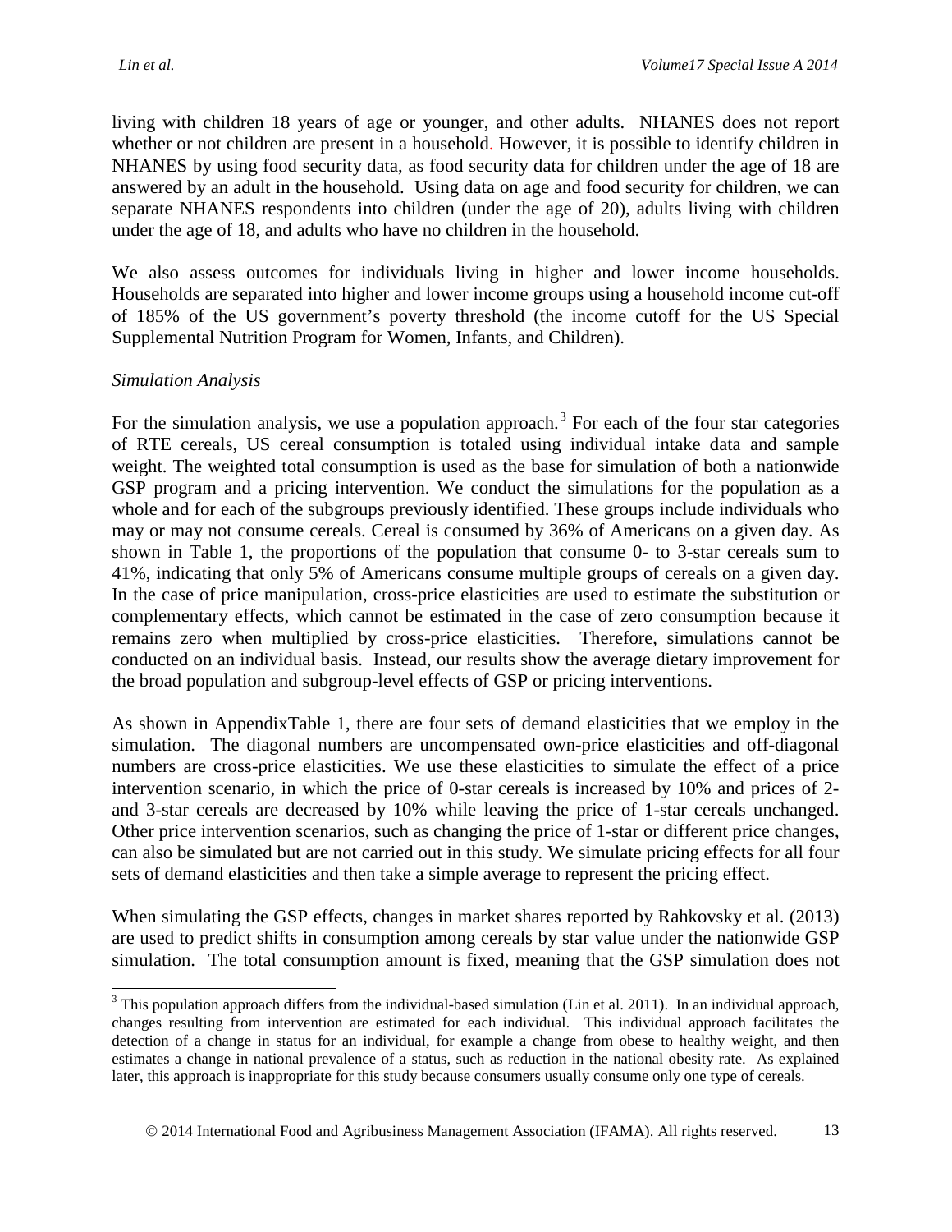living with children 18 years of age or younger, and other adults. NHANES does not report whether or not children are present in a household. However, it is possible to identify children in NHANES by using food security data, as food security data for children under the age of 18 are answered by an adult in the household. Using data on age and food security for children, we can separate NHANES respondents into children (under the age of 20), adults living with children under the age of 18, and adults who have no children in the household.

We also assess outcomes for individuals living in higher and lower income households. Households are separated into higher and lower income groups using a household income cut-off of 185% of the US government's poverty threshold (the income cutoff for the US Special Supplemental Nutrition Program for Women, Infants, and Children).

*Simulation Analysis*

For the simulation analysis, we use a population approach.[3] For each of the four star categories of RTE cereals, US cereal consumption is totaled using individual intake data and sample weight. The weighted total consumption is used as the base for simulation of both a nationwide GSP program and a pricing intervention. We conduct the simulations for the population as a whole and for each of the subgroups previously identified. These groups include individuals who may or may not consume cereals. Cereal is consumed by 36% of Americans on a given day. As shown in Table 1, the proportions of the population that consume 0- to 3-star cereals sum to 41%, indicating that only 5% of Americans consume multiple groups of cereals on a given day. In the case of price manipulation, cross-price elasticities are used to estimate the substitution or complementary effects, which cannot be estimated in the case of zero consumption because it remains zero when multiplied by cross-price elasticities. Therefore, simulations cannot be conducted on an individual basis. Instead, our results show the average dietary improvement for the broad population and subgroup-level effects of GSP or pricing interventions.

As shown in AppendixTable 1, there are four sets of demand elasticities that we employ in the simulation. The diagonal numbers are uncompensated own-price elasticities and off-diagonal numbers are cross-price elasticities. We use these elasticities to simulate the effect of a price intervention scenario, in which the price of 0-star cereals is increased by 10% and prices of 2- and 3-star cereals are decreased by 10% while leaving the price of 1-star cereals unchanged. Other price intervention scenarios, such as changing the price of 1-star or different price changes, can also be simulated but are not carried out in this study. We simulate pricing effects for all four sets of demand elasticities and then take a simple average to represent the pricing effect.

When simulating the GSP effects, changes in market shares reported by Rahkovsky et al. (2013) are used to predict shifts in consumption among cereals by star value under the nationwide GSP simulation. The total consumption amount is fixed, meaning that the GSP simulation does not

[3] This population approach differs from the individual-based simulation (Lin et al. 2011). In an individual approach, changes resulting from intervention are estimated for each individual. This individual approach facilitates the detection of a change in status for an individual, for example a change from obese to healthy weight, and then estimates a change in national prevalence of a status, such as reduction in the national obesity rate. As explained later, this approach is inappropriate for this study because consumers usually consume only one type of cereals.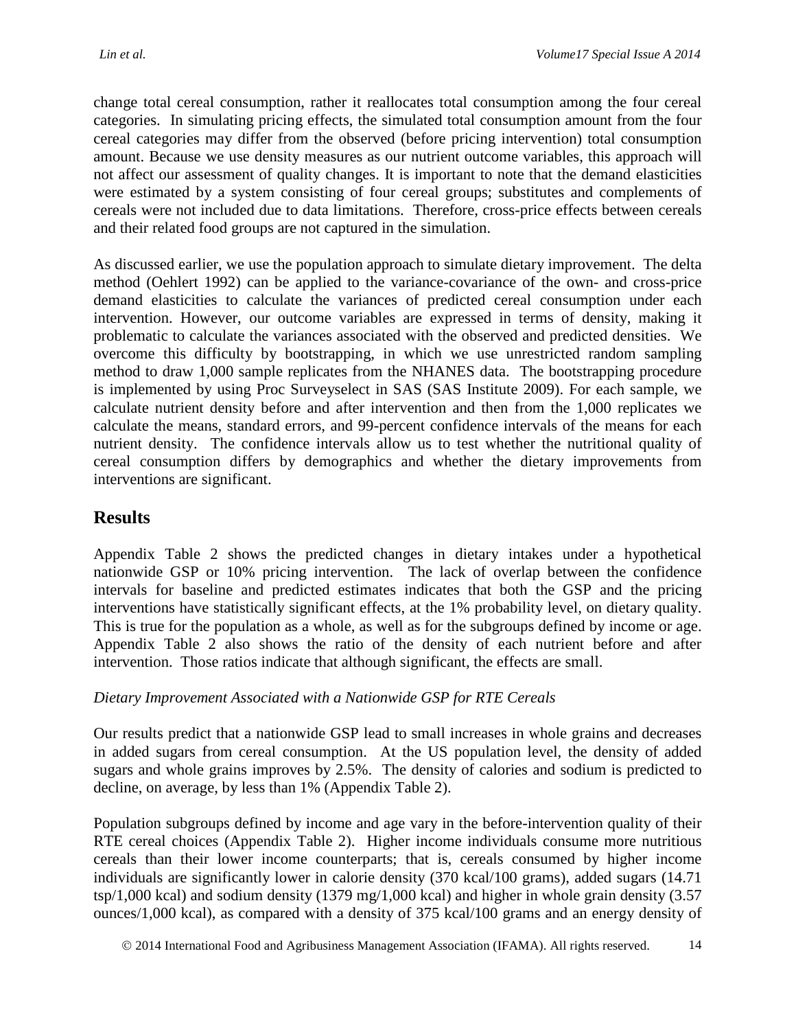change total cereal consumption, rather it reallocates total consumption among the four cereal categories. In simulating pricing effects, the simulated total consumption amount from the four cereal categories may differ from the observed (before pricing intervention) total consumption amount. Because we use density measures as our nutrient outcome variables, this approach will not affect our assessment of quality changes. It is important to note that the demand elasticities were estimated by a system consisting of four cereal groups; substitutes and complements of cereals were not included due to data limitations. Therefore, cross-price effects between cereals and their related food groups are not captured in the simulation.

As discussed earlier, we use the population approach to simulate dietary improvement. The delta method (Oehlert 1992) can be applied to the variance-covariance of the own- and cross-price demand elasticities to calculate the variances of predicted cereal consumption under each intervention. However, our outcome variables are expressed in terms of density, making it problematic to calculate the variances associated with the observed and predicted densities. We overcome this difficulty by bootstrapping, in which we use unrestricted random sampling method to draw 1,000 sample replicates from the NHANES data. The bootstrapping procedure is implemented by using Proc Surveyselect in SAS (SAS Institute 2009). For each sample, we calculate nutrient density before and after intervention and then from the 1,000 replicates we calculate the means, standard errors, and 99-percent confidence intervals of the means for each nutrient density. The confidence intervals allow us to test whether the nutritional quality of cereal consumption differs by demographics and whether the dietary improvements from interventions are significant.

## Results

Appendix Table 2 shows the predicted changes in dietary intakes under a hypothetical nationwide GSP or 10% pricing intervention. The lack of overlap between the confidence intervals for baseline and predicted estimates indicates that both the GSP and the pricing interventions have statistically significant effects, at the 1% probability level, on dietary quality. This is true for the population as a whole, as well as for the subgroups defined by income or age. Appendix Table 2 also shows the ratio of the density of each nutrient before and after intervention. Those ratios indicate that although significant, the effects are small.

*Dietary Improvement Associated with a Nationwide GSP for RTE Cereals*

Our results predict that a nationwide GSP lead to small increases in whole grains and decreases in added sugars from cereal consumption. At the US population level, the density of added sugars and whole grains improves by 2.5%. The density of calories and sodium is predicted to decline, on average, by less than 1% (Appendix Table 2).

Population subgroups defined by income and age vary in the before-intervention quality of their RTE cereal choices (Appendix Table 2). Higher income individuals consume more nutritious cereals than their lower income counterparts; that is, cereals consumed by higher income individuals are significantly lower in calorie density (370 kcal/100 grams), added sugars (14.71 tsp/1,000 kcal) and sodium density (1379 mg/1,000 kcal) and higher in whole grain density (3.57 ounces/1,000 kcal), as compared with a density of 375 kcal/100 grams and an energy density of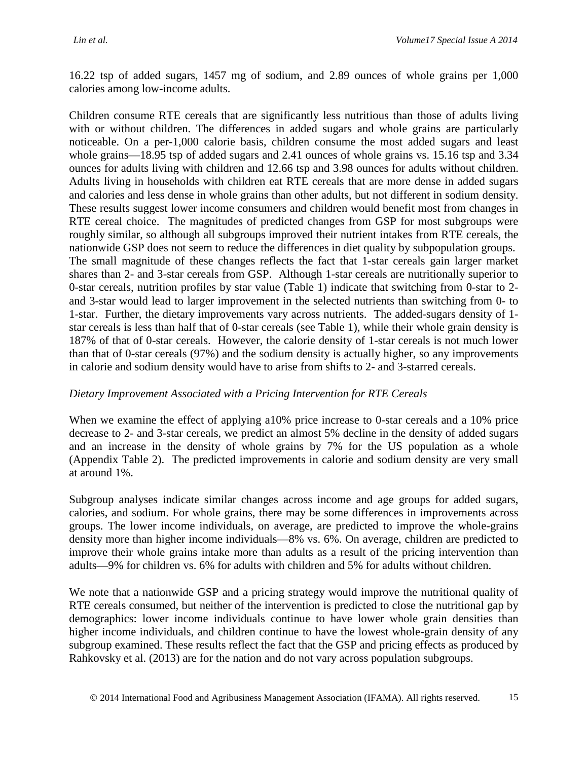16.22 tsp of added sugars, 1457 mg of sodium, and 2.89 ounces of whole grains per 1,000 calories among low-income adults.

Children consume RTE cereals that are significantly less nutritious than those of adults living with or without children. The differences in added sugars and whole grains are particularly noticeable. On a per-1,000 calorie basis, children consume the most added sugars and least whole grains—18.95 tsp of added sugars and 2.41 ounces of whole grains vs. 15.16 tsp and 3.34 ounces for adults living with children and 12.66 tsp and 3.98 ounces for adults without children. Adults living in households with children eat RTE cereals that are more dense in added sugars and calories and less dense in whole grains than other adults, but not different in sodium density. These results suggest lower income consumers and children would benefit most from changes in RTE cereal choice. The magnitudes of predicted changes from GSP for most subgroups were roughly similar, so although all subgroups improved their nutrient intakes from RTE cereals, the nationwide GSP does not seem to reduce the differences in diet quality by subpopulation groups. The small magnitude of these changes reflects the fact that 1-star cereals gain larger market shares than 2- and 3-star cereals from GSP. Although 1-star cereals are nutritionally superior to 0-star cereals, nutrition profiles by star value (Table 1) indicate that switching from 0-star to 2- and 3-star would lead to larger improvement in the selected nutrients than switching from 0- to 1-star. Further, the dietary improvements vary across nutrients. The added-sugars density of 1-star cereals is less than half that of 0-star cereals (see Table 1), while their whole grain density is 187% of that of 0-star cereals. However, the calorie density of 1-star cereals is not much lower than that of 0-star cereals (97%) and the sodium density is actually higher, so any improvements in calorie and sodium density would have to arise from shifts to 2- and 3-starred cereals.

*Dietary Improvement Associated with a Pricing Intervention for RTE Cereals*

When we examine the effect of applying a10% price increase to 0-star cereals and a 10% price decrease to 2- and 3-star cereals, we predict an almost 5% decline in the density of added sugars and an increase in the density of whole grains by 7% for the US population as a whole (Appendix Table 2). The predicted improvements in calorie and sodium density are very small at around 1%.

Subgroup analyses indicate similar changes across income and age groups for added sugars, calories, and sodium. For whole grains, there may be some differences in improvements across groups. The lower income individuals, on average, are predicted to improve the whole-grains density more than higher income individuals—8% vs. 6%. On average, children are predicted to improve their whole grains intake more than adults as a result of the pricing intervention than adults—9% for children vs. 6% for adults with children and 5% for adults without children.

We note that a nationwide GSP and a pricing strategy would improve the nutritional quality of RTE cereals consumed, but neither of the intervention is predicted to close the nutritional gap by demographics: lower income individuals continue to have lower whole grain densities than higher income individuals, and children continue to have the lowest whole-grain density of any subgroup examined. These results reflect the fact that the GSP and pricing effects as produced by Rahkovsky et al. (2013) are for the nation and do not vary across population subgroups.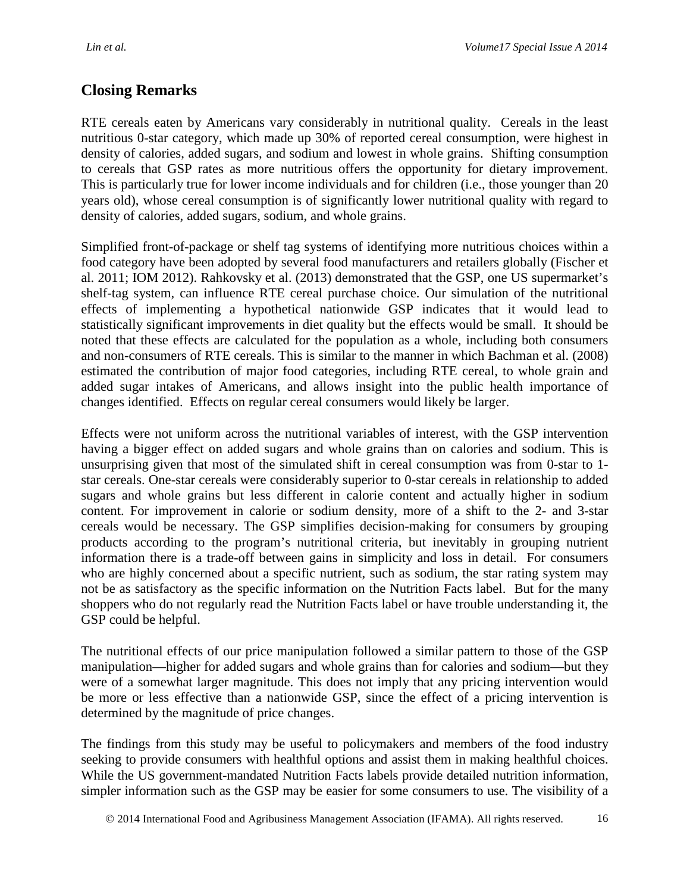## Closing Remarks

RTE cereals eaten by Americans vary considerably in nutritional quality. Cereals in the least nutritious 0-star category, which made up 30% of reported cereal consumption, were highest in density of calories, added sugars, and sodium and lowest in whole grains. Shifting consumption to cereals that GSP rates as more nutritious offers the opportunity for dietary improvement. This is particularly true for lower income individuals and for children (i.e., those younger than 20 years old), whose cereal consumption is of significantly lower nutritional quality with regard to density of calories, added sugars, sodium, and whole grains.

Simplified front-of-package or shelf tag systems of identifying more nutritious choices within a food category have been adopted by several food manufacturers and retailers globally (Fischer et al. 2011; IOM 2012). Rahkovsky et al. (2013) demonstrated that the GSP, one US supermarket's shelf-tag system, can influence RTE cereal purchase choice. Our simulation of the nutritional effects of implementing a hypothetical nationwide GSP indicates that it would lead to statistically significant improvements in diet quality but the effects would be small. It should be noted that these effects are calculated for the population as a whole, including both consumers and non-consumers of RTE cereals. This is similar to the manner in which Bachman et al. (2008) estimated the contribution of major food categories, including RTE cereal, to whole grain and added sugar intakes of Americans, and allows insight into the public health importance of changes identified. Effects on regular cereal consumers would likely be larger.

Effects were not uniform across the nutritional variables of interest, with the GSP intervention having a bigger effect on added sugars and whole grains than on calories and sodium. This is unsurprising given that most of the simulated shift in cereal consumption was from 0-star to 1-star cereals. One-star cereals were considerably superior to 0-star cereals in relationship to added sugars and whole grains but less different in calorie content and actually higher in sodium content. For improvement in calorie or sodium density, more of a shift to the 2- and 3-star cereals would be necessary. The GSP simplifies decision-making for consumers by grouping products according to the program's nutritional criteria, but inevitably in grouping nutrient information there is a trade-off between gains in simplicity and loss in detail. For consumers who are highly concerned about a specific nutrient, such as sodium, the star rating system may not be as satisfactory as the specific information on the Nutrition Facts label. But for the many shoppers who do not regularly read the Nutrition Facts label or have trouble understanding it, the GSP could be helpful.

The nutritional effects of our price manipulation followed a similar pattern to those of the GSP manipulation—higher for added sugars and whole grains than for calories and sodium—but they were of a somewhat larger magnitude. This does not imply that any pricing intervention would be more or less effective than a nationwide GSP, since the effect of a pricing intervention is determined by the magnitude of price changes.

The findings from this study may be useful to policymakers and members of the food industry seeking to provide consumers with healthful options and assist them in making healthful choices. While the US government-mandated Nutrition Facts labels provide detailed nutrition information, simpler information such as the GSP may be easier for some consumers to use. The visibility of a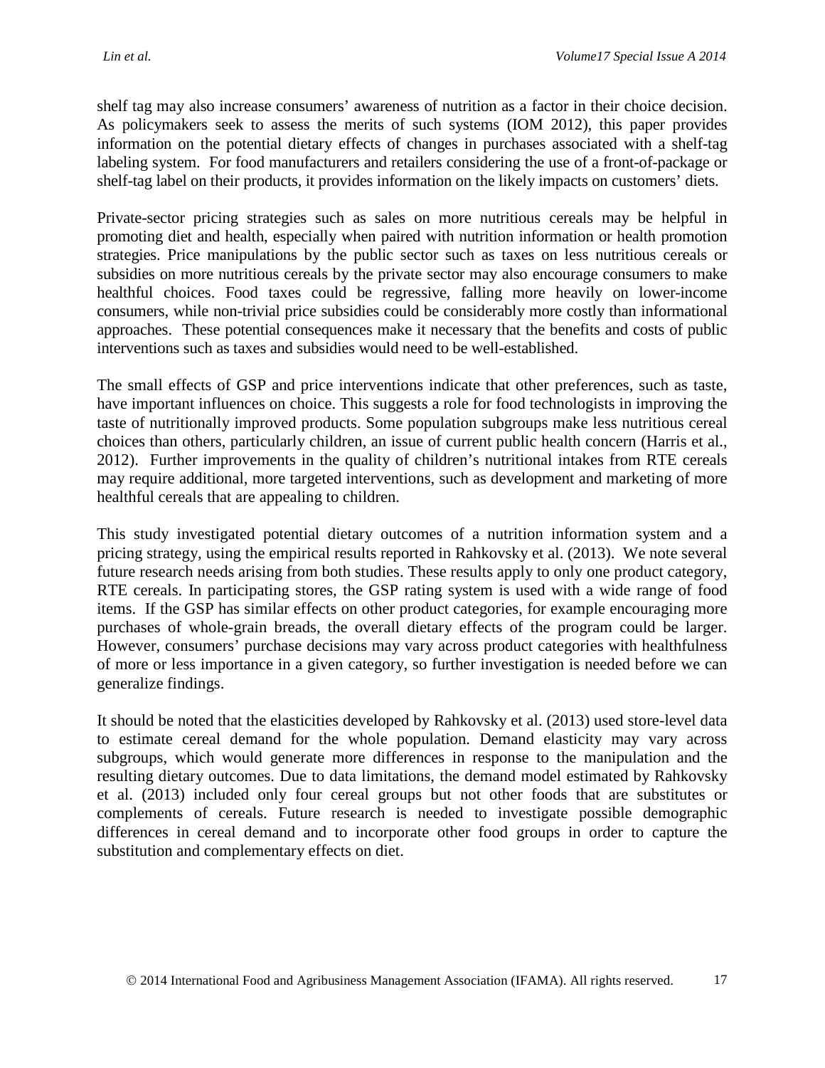shelf tag may also increase consumers' awareness of nutrition as a factor in their choice decision. As policymakers seek to assess the merits of such systems (IOM 2012), this paper provides information on the potential dietary effects of changes in purchases associated with a shelf-tag labeling system. For food manufacturers and retailers considering the use of a front-of-package or shelf-tag label on their products, it provides information on the likely impacts on customers' diets.

Private-sector pricing strategies such as sales on more nutritious cereals may be helpful in promoting diet and health, especially when paired with nutrition information or health promotion strategies. Price manipulations by the public sector such as taxes on less nutritious cereals or subsidies on more nutritious cereals by the private sector may also encourage consumers to make healthful choices. Food taxes could be regressive, falling more heavily on lower-income consumers, while non-trivial price subsidies could be considerably more costly than informational approaches. These potential consequences make it necessary that the benefits and costs of public interventions such as taxes and subsidies would need to be well-established.

The small effects of GSP and price interventions indicate that other preferences, such as taste, have important influences on choice. This suggests a role for food technologists in improving the taste of nutritionally improved products. Some population subgroups make less nutritious cereal choices than others, particularly children, an issue of current public health concern (Harris et al., 2012). Further improvements in the quality of children's nutritional intakes from RTE cereals may require additional, more targeted interventions, such as development and marketing of more healthful cereals that are appealing to children.

This study investigated potential dietary outcomes of a nutrition information system and a pricing strategy, using the empirical results reported in Rahkovsky et al. (2013). We note several future research needs arising from both studies. These results apply to only one product category, RTE cereals. In participating stores, the GSP rating system is used with a wide range of food items. If the GSP has similar effects on other product categories, for example encouraging more purchases of whole-grain breads, the overall dietary effects of the program could be larger. However, consumers' purchase decisions may vary across product categories with healthfulness of more or less importance in a given category, so further investigation is needed before we can generalize findings.

It should be noted that the elasticities developed by Rahkovsky et al. (2013) used store-level data to estimate cereal demand for the whole population. Demand elasticity may vary across subgroups, which would generate more differences in response to the manipulation and the resulting dietary outcomes. Due to data limitations, the demand model estimated by Rahkovsky et al. (2013) included only four cereal groups but not other foods that are substitutes or complements of cereals. Future research is needed to investigate possible demographic differences in cereal demand and to incorporate other food groups in order to capture the substitution and complementary effects on diet.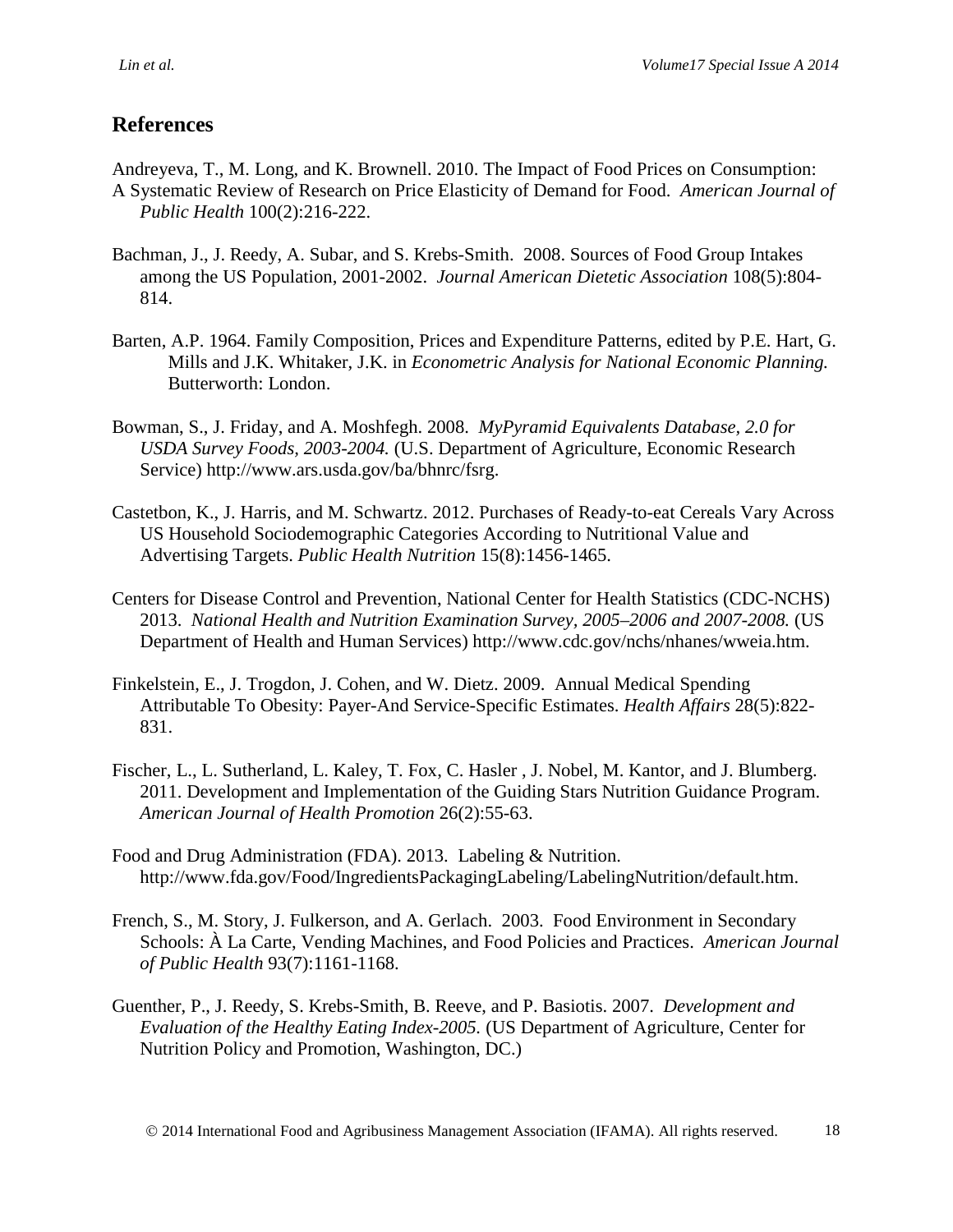## References

Andreyeva, T., M. Long, and K. Brownell. 2010. The Impact of Food Prices on Consumption: A Systematic Review of Research on Price Elasticity of Demand for Food. *American Journal of Public Health* 100(2):216-222.

Bachman, J., J. Reedy, A. Subar, and S. Krebs-Smith. 2008. Sources of Food Group Intakes among the US Population, 2001-2002. *Journal American Dietetic Association* 108(5):804-814.

Barten, A.P. 1964. Family Composition, Prices and Expenditure Patterns, edited by P.E. Hart, G. Mills and J.K. Whitaker, J.K. in *Econometric Analysis for National Economic Planning.* Butterworth: London.

Bowman, S., J. Friday, and A. Moshfegh. 2008. *MyPyramid Equivalents Database, 2.0 for USDA Survey Foods, 2003-2004.* (U.S. Department of Agriculture, Economic Research Service) http://www.ars.usda.gov/ba/bhnrc/fsrg.

Castetbon, K., J. Harris, and M. Schwartz. 2012. Purchases of Ready-to-eat Cereals Vary Across US Household Sociodemographic Categories According to Nutritional Value and Advertising Targets. *Public Health Nutrition* 15(8):1456-1465.

Centers for Disease Control and Prevention, National Center for Health Statistics (CDC-NCHS) 2013. *National Health and Nutrition Examination Survey, 2005–2006 and 2007-2008.* (US Department of Health and Human Services) http://www.cdc.gov/nchs/nhanes/wweia.htm.

Finkelstein, E., J. Trogdon, J. Cohen, and W. Dietz. 2009. Annual Medical Spending Attributable To Obesity: Payer-And Service-Specific Estimates. *Health Affairs* 28(5):822-831.

Fischer, L., L. Sutherland, L. Kaley, T. Fox, C. Hasler , J. Nobel, M. Kantor, and J. Blumberg. 2011. Development and Implementation of the Guiding Stars Nutrition Guidance Program. *American Journal of Health Promotion* 26(2):55-63.

Food and Drug Administration (FDA). 2013. Labeling & Nutrition. http://www.fda.gov/Food/IngredientsPackagingLabeling/LabelingNutrition/default.htm.

French, S., M. Story, J. Fulkerson, and A. Gerlach. 2003. Food Environment in Secondary Schools: À La Carte, Vending Machines, and Food Policies and Practices. *American Journal of Public Health* 93(7):1161-1168.

Guenther, P., J. Reedy, S. Krebs-Smith, B. Reeve, and P. Basiotis. 2007. *Development and Evaluation of the Healthy Eating Index-2005.* (US Department of Agriculture, Center for Nutrition Policy and Promotion, Washington, DC.)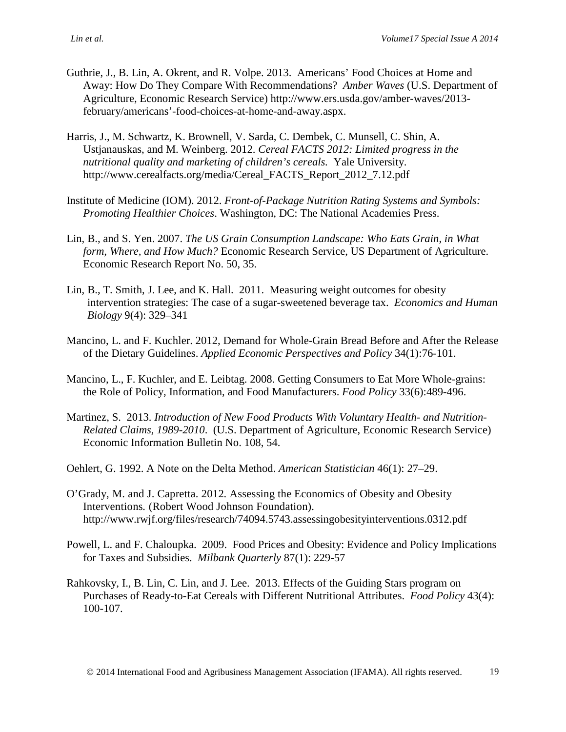Guthrie, J., B. Lin, A. Okrent, and R. Volpe. 2013. Americans' Food Choices at Home and Away: How Do They Compare With Recommendations? *Amber Waves* (U.S. Department of Agriculture, Economic Research Service) http://www.ers.usda.gov/amber-waves/2013-february/americans'-food-choices-at-home-and-away.aspx.

Harris, J., M. Schwartz, K. Brownell, V. Sarda, C. Dembek, C. Munsell, C. Shin, A. Ustjanauskas, and M. Weinberg. 2012. *Cereal FACTS 2012: Limited progress in the nutritional quality and marketing of children's cereals.* Yale University. http://www.cerealfacts.org/media/Cereal_FACTS_Report_2012_7.12.pdf

Institute of Medicine (IOM). 2012. *Front-of-Package Nutrition Rating Systems and Symbols: Promoting Healthier Choices*. Washington, DC: The National Academies Press.

Lin, B., and S. Yen. 2007. *The US Grain Consumption Landscape: Who Eats Grain, in What form, Where, and How Much?* Economic Research Service, US Department of Agriculture. Economic Research Report No. 50, 35.

Lin, B., T. Smith, J. Lee, and K. Hall. 2011. Measuring weight outcomes for obesity intervention strategies: The case of a sugar-sweetened beverage tax. *Economics and Human Biology* 9(4): 329–341

Mancino, L. and F. Kuchler. 2012, Demand for Whole-Grain Bread Before and After the Release of the Dietary Guidelines. *Applied Economic Perspectives and Policy* 34(1):76-101.

Mancino, L., F. Kuchler, and E. Leibtag. 2008. Getting Consumers to Eat More Whole-grains: the Role of Policy, Information, and Food Manufacturers. *Food Policy* 33(6):489-496.

Martinez, S. 2013. *Introduction of New Food Products With Voluntary Health- and Nutrition-Related Claims, 1989-2010*. (U.S. Department of Agriculture, Economic Research Service) Economic Information Bulletin No. 108, 54.

Oehlert, G. 1992. A Note on the Delta Method. *American Statistician* 46(1): 27–29.

O'Grady, M. and J. Capretta. 2012. Assessing the Economics of Obesity and Obesity Interventions. (Robert Wood Johnson Foundation). http://www.rwjf.org/files/research/74094.5743.assessingobesityinterventions.0312.pdf

Powell, L. and F. Chaloupka. 2009. Food Prices and Obesity: Evidence and Policy Implications for Taxes and Subsidies. *Milbank Quarterly* 87(1): 229-57

Rahkovsky, I., B. Lin, C. Lin, and J. Lee. 2013. Effects of the Guiding Stars program on Purchases of Ready-to-Eat Cereals with Different Nutritional Attributes. *Food Policy* 43(4): 100-107.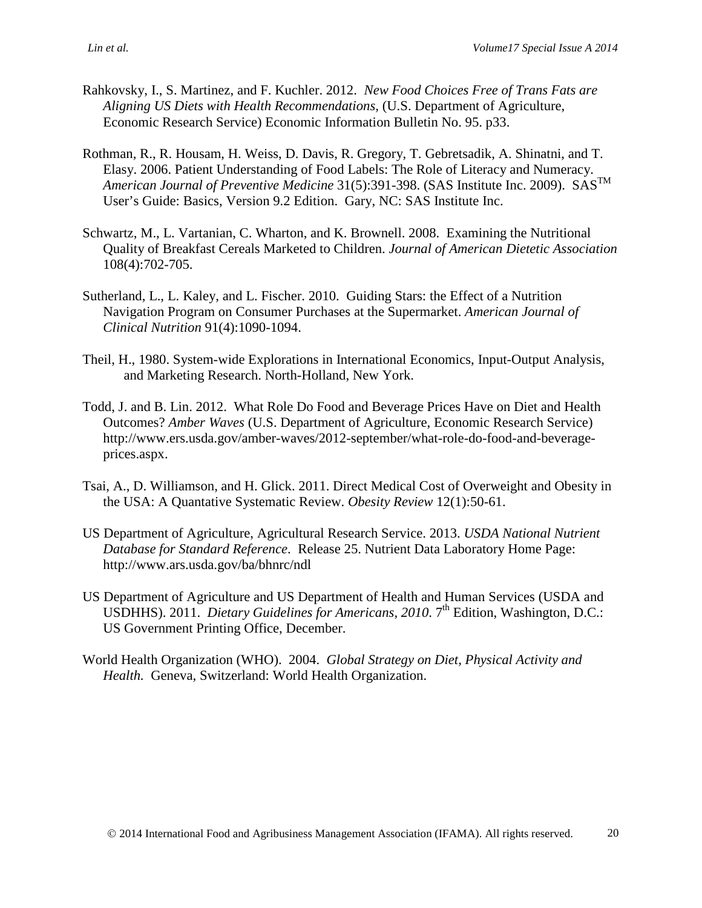Rahkovsky, I., S. Martinez, and F. Kuchler. 2012. *New Food Choices Free of Trans Fats are Aligning US Diets with Health Recommendations,* (U.S. Department of Agriculture, Economic Research Service) Economic Information Bulletin No. 95. p33.

Rothman, R., R. Housam, H. Weiss, D. Davis, R. Gregory, T. Gebretsadik, A. Shinatni, and T. Elasy. 2006. Patient Understanding of Food Labels: The Role of Literacy and Numeracy. *American Journal of Preventive Medicine* 31(5):391-398. (SAS Institute Inc. 2009). SAS™ User's Guide: Basics, Version 9.2 Edition. Gary, NC: SAS Institute Inc.

Schwartz, M., L. Vartanian, C. Wharton, and K. Brownell. 2008. Examining the Nutritional Quality of Breakfast Cereals Marketed to Children. *Journal of American Dietetic Association* 108(4):702-705.

Sutherland, L., L. Kaley, and L. Fischer. 2010. Guiding Stars: the Effect of a Nutrition Navigation Program on Consumer Purchases at the Supermarket. *American Journal of Clinical Nutrition* 91(4):1090-1094.

Theil, H., 1980. System-wide Explorations in International Economics, Input-Output Analysis, and Marketing Research. North-Holland, New York.

Todd, J. and B. Lin. 2012. What Role Do Food and Beverage Prices Have on Diet and Health Outcomes? *Amber Waves* (U.S. Department of Agriculture, Economic Research Service) http://www.ers.usda.gov/amber-waves/2012-september/what-role-do-food-and-beverage-prices.aspx.

Tsai, A., D. Williamson, and H. Glick. 2011. Direct Medical Cost of Overweight and Obesity in the USA: A Quantative Systematic Review. *Obesity Review* 12(1):50-61.

US Department of Agriculture, Agricultural Research Service. 2013. *USDA National Nutrient Database for Standard Reference*. Release 25. Nutrient Data Laboratory Home Page: http://www.ars.usda.gov/ba/bhnrc/ndl

US Department of Agriculture and US Department of Health and Human Services (USDA and USDHHS). 2011. *Dietary Guidelines for Americans, 2010*. 7th Edition, Washington, D.C.: US Government Printing Office, December.

World Health Organization (WHO). 2004. *Global Strategy on Diet, Physical Activity and Health.* Geneva, Switzerland: World Health Organization.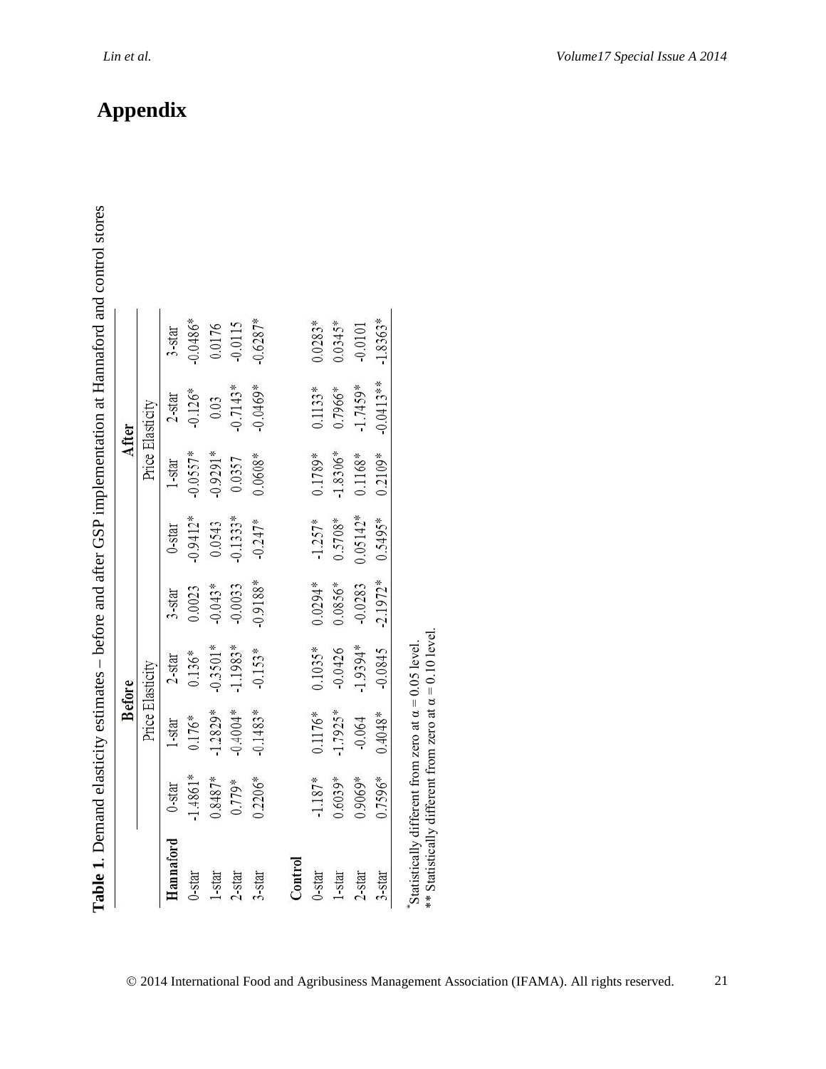# Appendix

**Table 1.** Demand elasticity estimates – before and after GSP implementation at Hannaford and control stores

| | Before | | | | After | | | |
|---|---|---|---|---|---|---|---|---|
| | Price Elasticity | | | | Price Elasticity | | | |
| | 0-star | 1-star | 2-star | 3-star | 0-star | 1-star | 2-star | 3-star |
| **Hannaford** | | | | | | | | |
| 0-star | -1.4861* | 0.176* | 0.136* | 0.0023 | -0.9412* | -0.0557* | -0.126* | -0.0486* |
| 1-star | 0.8487* | -1.2829* | -0.3501* | -0.043* | 0.0543 | -0.9291* | 0.03 | 0.0176 |
| 2-star | 0.779* | -0.4004* | -1.1983* | -0.0033 | -0.1333* | 0.0357 | -0.7143* | -0.0115 |
| 3-star | 0.2206* | -0.1483* | -0.153* | -0.9188* | -0.247* | 0.0608* | -0.0469* | -0.6287* |
| **Control** | | | | | | | | |
| 0-star | -1.187* | 0.1176* | 0.1035* | 0.0294* | -1.257* | 0.1789* | 0.1133* | 0.0283* |
| 1-star | 0.6039* | -1.7925* | -0.0426 | 0.0856* | 0.5708* | -1.8306* | 0.7966* | 0.0345* |
| 2-star | 0.9069* | -0.064 | -1.9394* | -0.0283 | 0.05142* | 0.1168* | -1.7459* | -0.0101 |
| 3-star | 0.7596* | 0.4048* | -0.0845 | -2.1972* | 0.5495* | 0.2109* | -0.0413** | -1.8363* |

*Statistically different from zero at $\alpha = 0.05$ level.
** Statistically different from zero at $\alpha = 0.10$ level.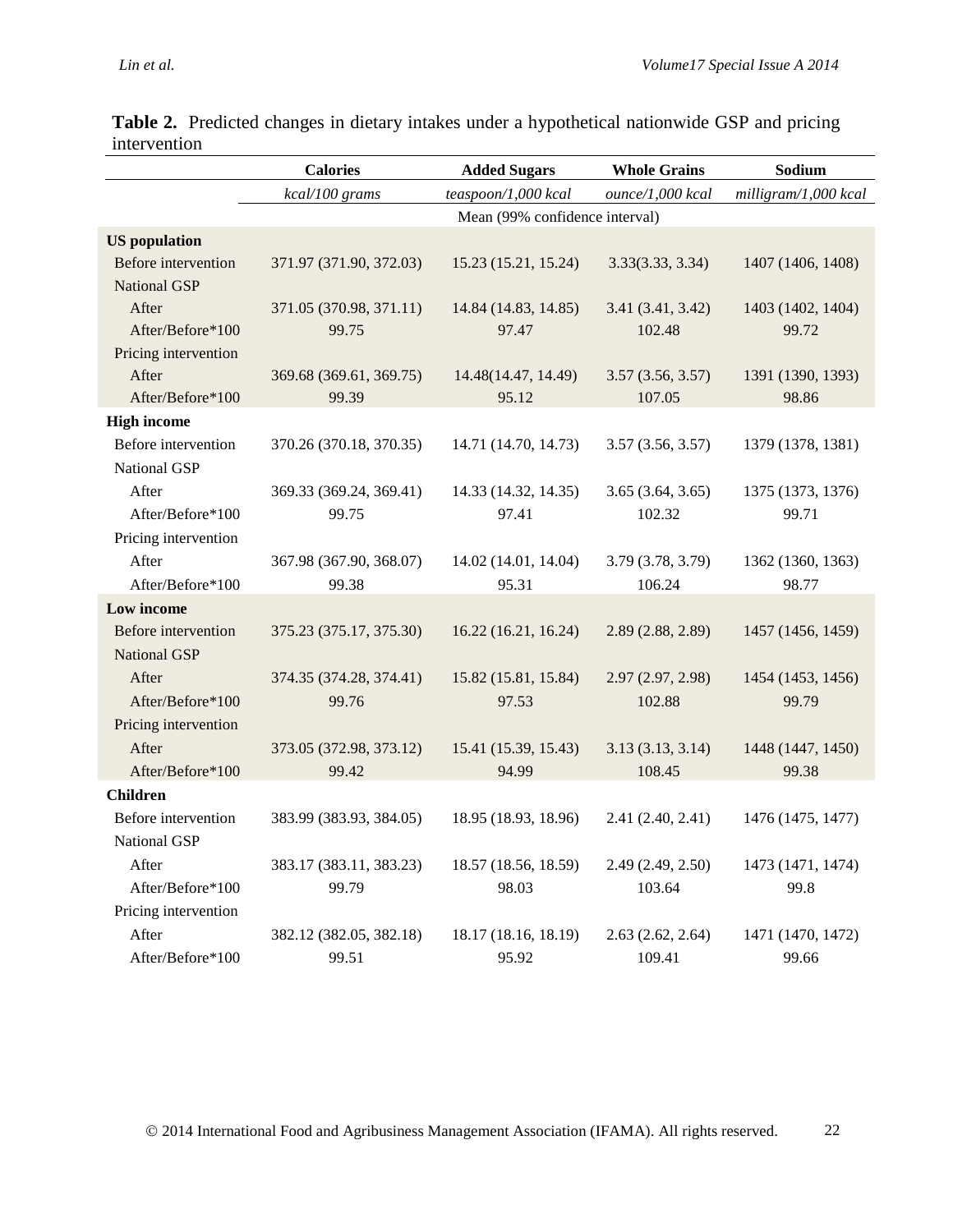**Table 2.** Predicted changes in dietary intakes under a hypothetical nationwide GSP and pricing intervention

| | Calories | Added Sugars | Whole Grains | Sodium |
|---|---|---|---|---|
| | *kcal/100 grams* | *teaspoon/1,000 kcal* | *ounce/1,000 kcal* | *milligram/1,000 kcal* |
| | Mean (99% confidence interval) | | | |
| **US population** | | | | |
| Before intervention | 371.97 (371.90, 372.03) | 15.23 (15.21, 15.24) | 3.33(3.33, 3.34) | 1407 (1406, 1408) |
| National GSP | | | | |
| After | 371.05 (370.98, 371.11) | 14.84 (14.83, 14.85) | 3.41 (3.41, 3.42) | 1403 (1402, 1404) |
| After/Before*100 | 99.75 | 97.47 | 102.48 | 99.72 |
| Pricing intervention | | | | |
| After | 369.68 (369.61, 369.75) | 14.48(14.47, 14.49) | 3.57 (3.56, 3.57) | 1391 (1390, 1393) |
| After/Before*100 | 99.39 | 95.12 | 107.05 | 98.86 |
| **High income** | | | | |
| Before intervention | 370.26 (370.18, 370.35) | 14.71 (14.70, 14.73) | 3.57 (3.56, 3.57) | 1379 (1378, 1381) |
| National GSP | | | | |
| After | 369.33 (369.24, 369.41) | 14.33 (14.32, 14.35) | 3.65 (3.64, 3.65) | 1375 (1373, 1376) |
| After/Before*100 | 99.75 | 97.41 | 102.32 | 99.71 |
| Pricing intervention | | | | |
| After | 367.98 (367.90, 368.07) | 14.02 (14.01, 14.04) | 3.79 (3.78, 3.79) | 1362 (1360, 1363) |
| After/Before*100 | 99.38 | 95.31 | 106.24 | 98.77 |
| **Low income** | | | | |
| Before intervention | 375.23 (375.17, 375.30) | 16.22 (16.21, 16.24) | 2.89 (2.88, 2.89) | 1457 (1456, 1459) |
| National GSP | | | | |
| After | 374.35 (374.28, 374.41) | 15.82 (15.81, 15.84) | 2.97 (2.97, 2.98) | 1454 (1453, 1456) |
| After/Before*100 | 99.76 | 97.53 | 102.88 | 99.79 |
| Pricing intervention | | | | |
| After | 373.05 (372.98, 373.12) | 15.41 (15.39, 15.43) | 3.13 (3.13, 3.14) | 1448 (1447, 1450) |
| After/Before*100 | 99.42 | 94.99 | 108.45 | 99.38 |
| **Children** | | | | |
| Before intervention | 383.99 (383.93, 384.05) | 18.95 (18.93, 18.96) | 2.41 (2.40, 2.41) | 1476 (1475, 1477) |
| National GSP | | | | |
| After | 383.17 (383.11, 383.23) | 18.57 (18.56, 18.59) | 2.49 (2.49, 2.50) | 1473 (1471, 1474) |
| After/Before*100 | 99.79 | 98.03 | 103.64 | 99.8 |
| Pricing intervention | | | | |
| After | 382.12 (382.05, 382.18) | 18.17 (18.16, 18.19) | 2.63 (2.62, 2.64) | 1471 (1470, 1472) |
| After/Before*100 | 99.51 | 95.92 | 109.41 | 99.66 |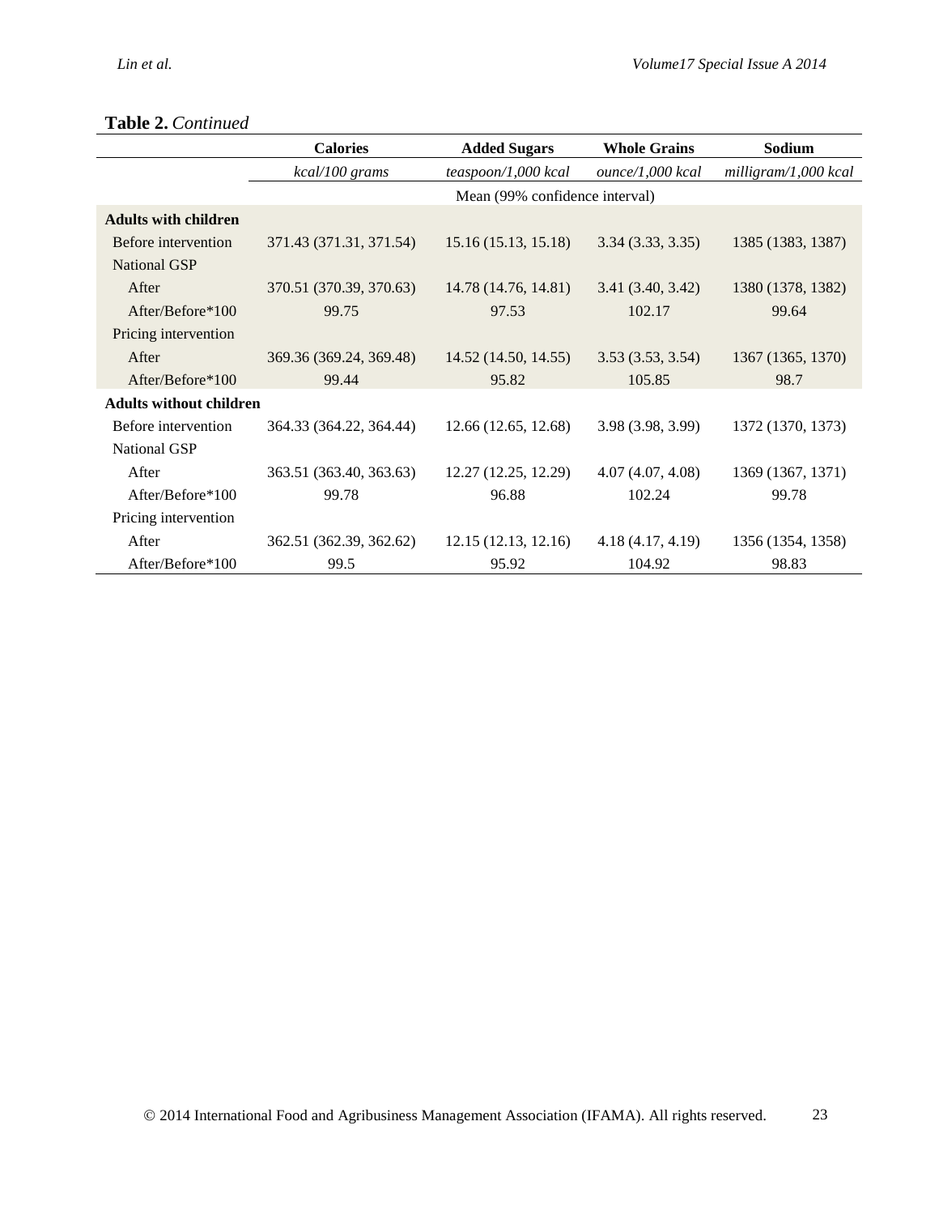**Table 2.** *Continued*

| | Calories | Added Sugars | Whole Grains | Sodium |
|---|---|---|---|---|
| | *kcal/100 grams* | *teaspoon/1,000 kcal* | *ounce/1,000 kcal* | *milligram/1,000 kcal* |
| | Mean (99% confidence interval) | | | |
| **Adults with children** | | | | |
| Before intervention | 371.43 (371.31, 371.54) | 15.16 (15.13, 15.18) | 3.34 (3.33, 3.35) | 1385 (1383, 1387) |
| National GSP | | | | |
| After | 370.51 (370.39, 370.63) | 14.78 (14.76, 14.81) | 3.41 (3.40, 3.42) | 1380 (1378, 1382) |
| After/Before*100 | 99.75 | 97.53 | 102.17 | 99.64 |
| Pricing intervention | | | | |
| After | 369.36 (369.24, 369.48) | 14.52 (14.50, 14.55) | 3.53 (3.53, 3.54) | 1367 (1365, 1370) |
| After/Before*100 | 99.44 | 95.82 | 105.85 | 98.7 |
| **Adults without children** | | | | |
| Before intervention | 364.33 (364.22, 364.44) | 12.66 (12.65, 12.68) | 3.98 (3.98, 3.99) | 1372 (1370, 1373) |
| National GSP | | | | |
| After | 363.51 (363.40, 363.63) | 12.27 (12.25, 12.29) | 4.07 (4.07, 4.08) | 1369 (1367, 1371) |
| After/Before*100 | 99.78 | 96.88 | 102.24 | 99.78 |
| Pricing intervention | | | | |
| After | 362.51 (362.39, 362.62) | 12.15 (12.13, 12.16) | 4.18 (4.17, 4.19) | 1356 (1354, 1358) |
| After/Before*100 | 99.5 | 95.92 | 104.92 | 98.83 |

© 2014 International Food and Agribusiness Management Association (IFAMA). All rights reserved.